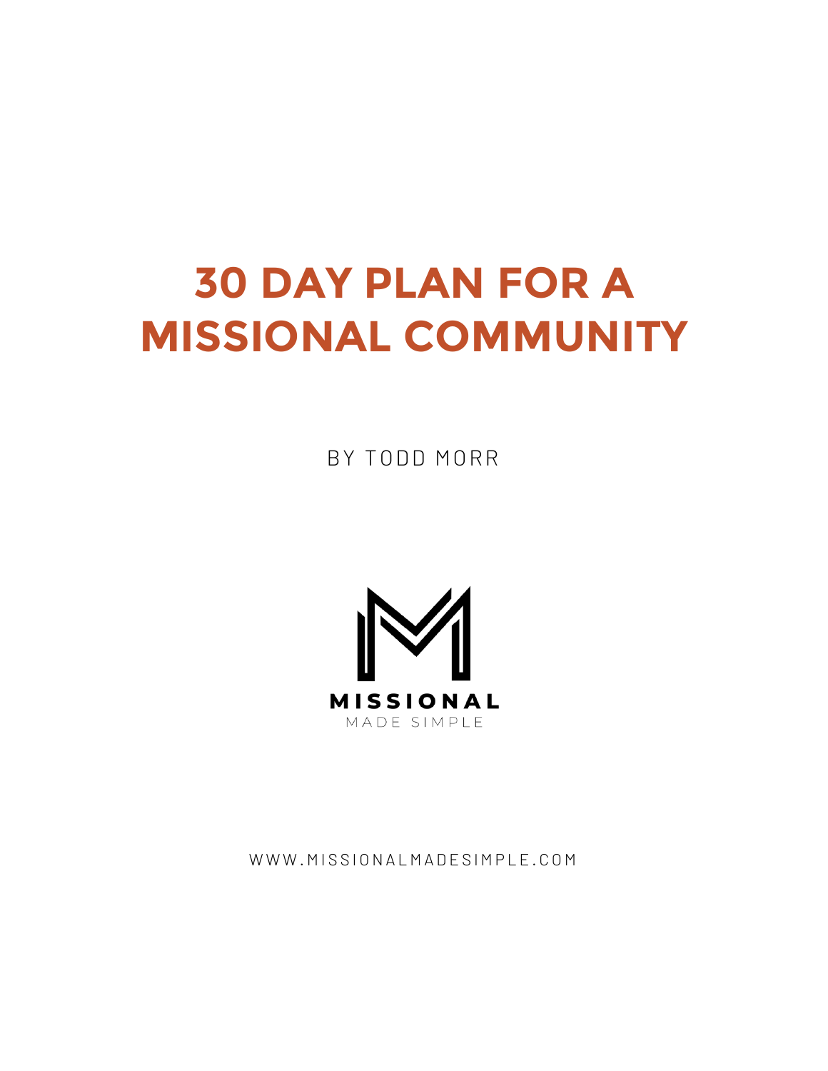# 30 DAY PLAN FOR A MISSIONAL COMMUNITY

BY TODD MORR

MISSIONAL

MADE SIMPLE

WWW.MISSIONALMADESIMPLE.COM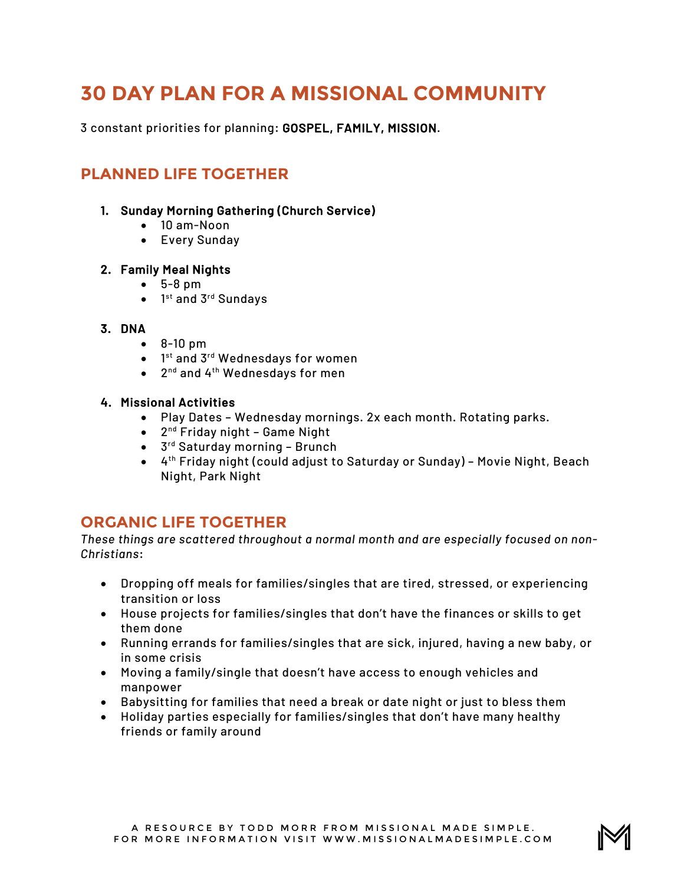# 30 DAY PLAN FOR A MISSIONAL COMMUNITY

3 constant priorities for planning: **GOSPEL, FAMILY, MISSION**.

## PLANNED LIFE TOGETHER

1. **Sunday Morning Gathering (Church Service)**
    - 10 am-Noon
    - Every Sunday
2. **Family Meal Nights**
    - 5-8 pm
    - 1st and 3rd Sundays
3. **DNA**
    - 8-10 pm
    - 1st and 3rd Wednesdays for women
    - 2nd and 4th Wednesdays for men
4. **Missional Activities**
    - Play Dates – Wednesday mornings. 2x each month. Rotating parks.
    - 2nd Friday night – Game Night
    - 3rd Saturday morning – Brunch
    - 4th Friday night (could adjust to Saturday or Sunday) – Movie Night, Beach Night, Park Night

## ORGANIC LIFE TOGETHER

*These things are scattered throughout a normal month and are especially focused on non-Christians*:

- Dropping off meals for families/singles that are tired, stressed, or experiencing transition or loss
- House projects for families/singles that don't have the finances or skills to get them done
- Running errands for families/singles that are sick, injured, having a new baby, or in some crisis
- Moving a family/single that doesn't have access to enough vehicles and manpower
- Babysitting for families that need a break or date night or just to bless them
- Holiday parties especially for families/singles that don't have many healthy friends or family around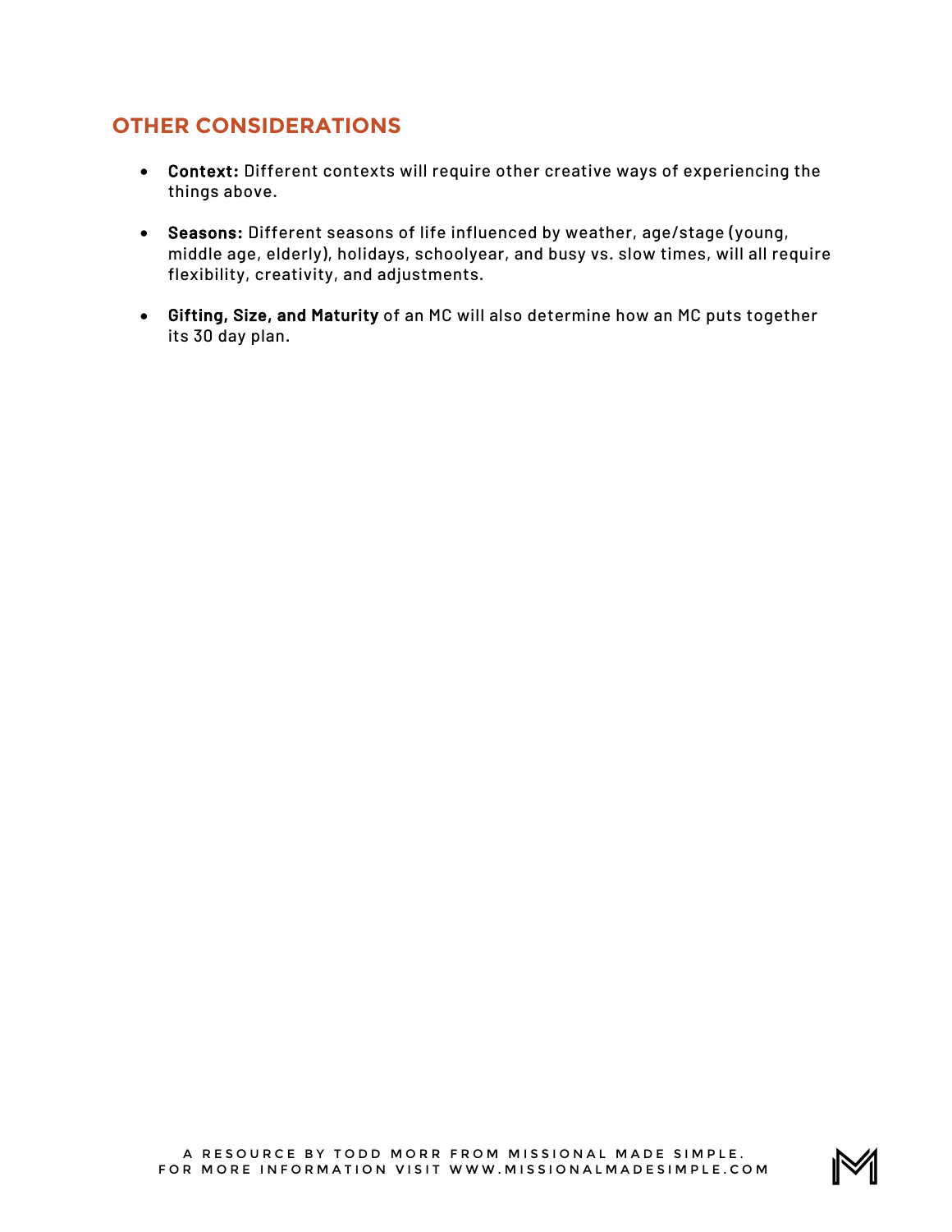## OTHER CONSIDERATIONS

- **Context:** Different contexts will require other creative ways of experiencing the things above.
- **Seasons:** Different seasons of life influenced by weather, age/stage (young, middle age, elderly), holidays, schoolyear, and busy vs. slow times, will all require flexibility, creativity, and adjustments.
- **Gifting, Size, and Maturity** of an MC will also determine how an MC puts together its 30 day plan.